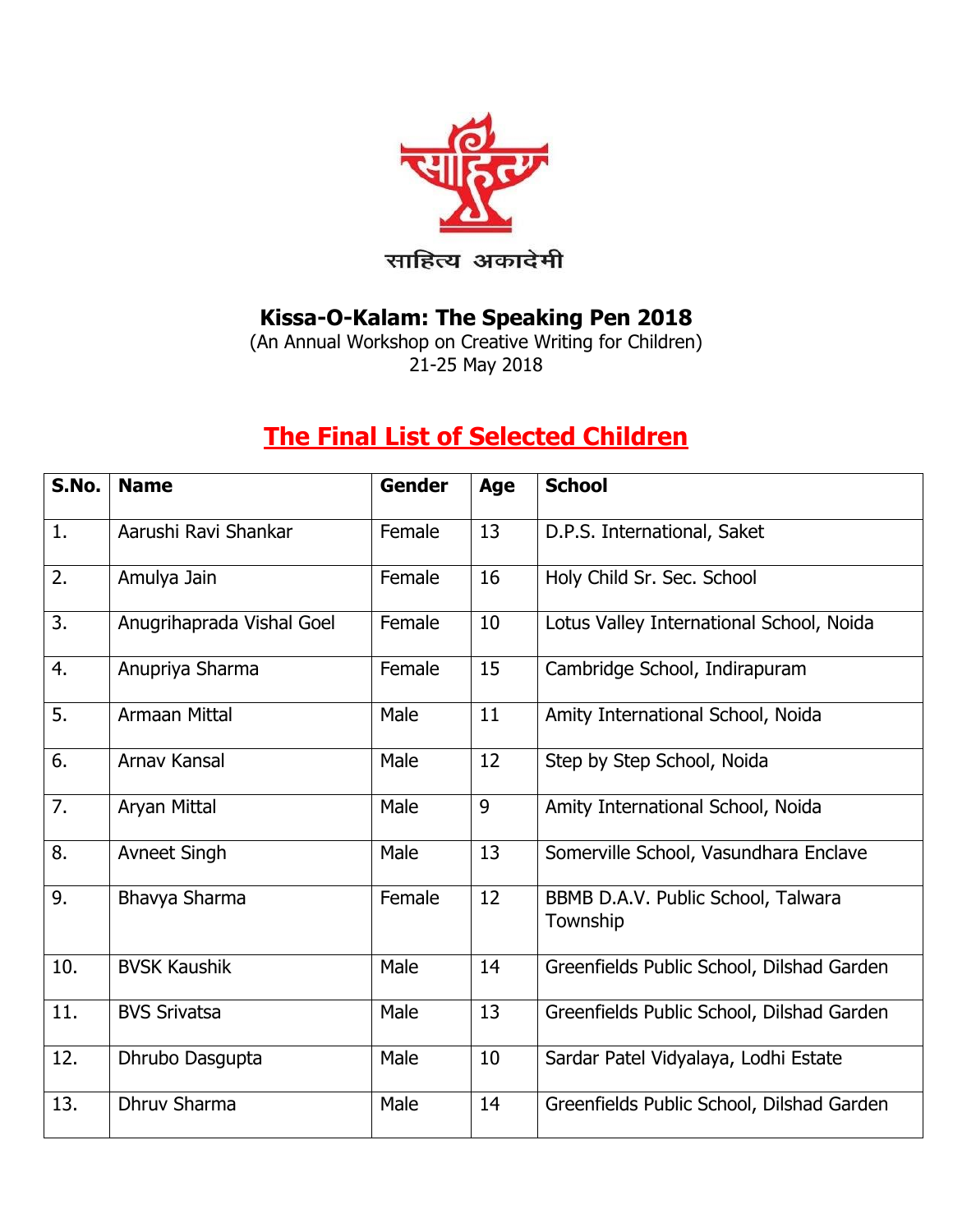साहित्य अकादेमी

# Kissa-O-Kalam: The Speaking Pen 2018

(An Annual Workshop on Creative Writing for Children)
21-25 May 2018

## The Final List of Selected Children

| S.No. | Name | Gender | Age | School |
|---|---|---|---|---|
| 1. | Aarushi Ravi Shankar | Female | 13 | D.P.S. International, Saket |
| 2. | Amulya Jain | Female | 16 | Holy Child Sr. Sec. School |
| 3. | Anugrihaprada Vishal Goel | Female | 10 | Lotus Valley International School, Noida |
| 4. | Anupriya Sharma | Female | 15 | Cambridge School, Indirapuram |
| 5. | Armaan Mittal | Male | 11 | Amity International School, Noida |
| 6. | Arnav Kansal | Male | 12 | Step by Step School, Noida |
| 7. | Aryan Mittal | Male | 9 | Amity International School, Noida |
| 8. | Avneet Singh | Male | 13 | Somerville School, Vasundhara Enclave |
| 9. | Bhavya Sharma | Female | 12 | BBMB D.A.V. Public School, Talwara Township |
| 10. | BVSK Kaushik | Male | 14 | Greenfields Public School, Dilshad Garden |
| 11. | BVS Srivatsa | Male | 13 | Greenfields Public School, Dilshad Garden |
| 12. | Dhrubo Dasgupta | Male | 10 | Sardar Patel Vidyalaya, Lodhi Estate |
| 13. | Dhruv Sharma | Male | 14 | Greenfields Public School, Dilshad Garden |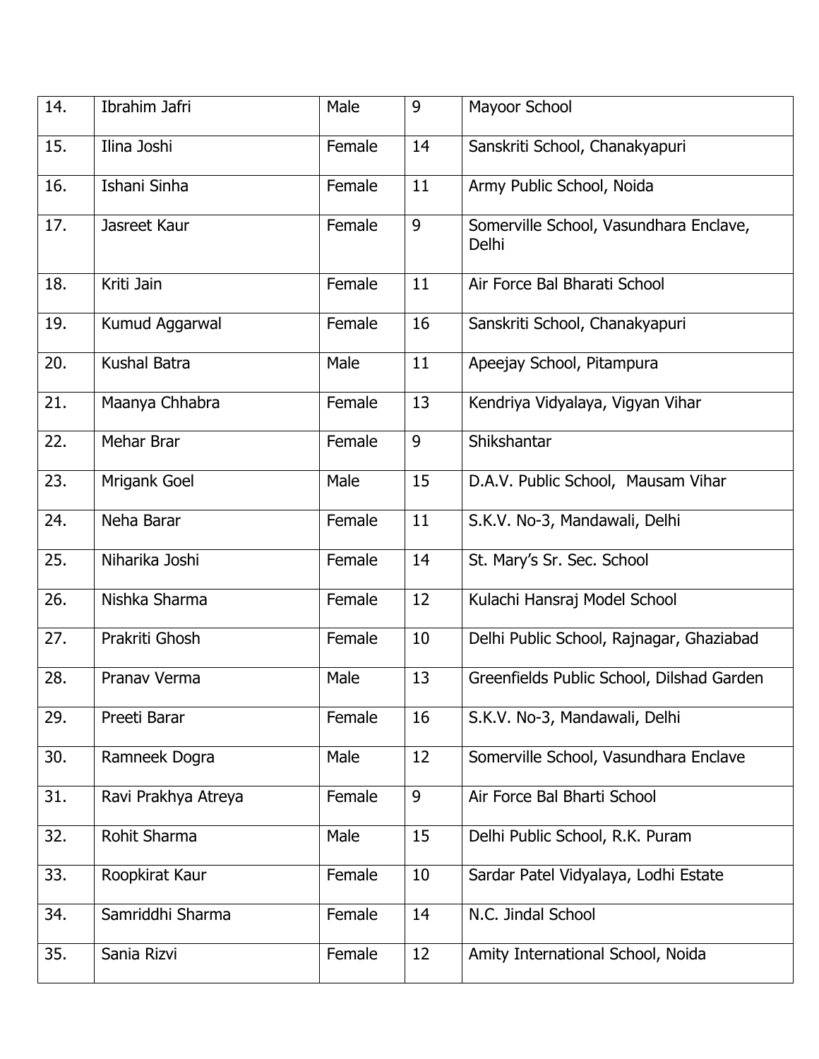| 14. | Ibrahim Jafri | Male | 9 | Mayoor School |
|---|---|---|---|---|
| 15. | Ilina Joshi | Female | 14 | Sanskriti School, Chanakyapuri |
| 16. | Ishani Sinha | Female | 11 | Army Public School, Noida |
| 17. | Jasreet Kaur | Female | 9 | Somerville School, Vasundhara Enclave, Delhi |
| 18. | Kriti Jain | Female | 11 | Air Force Bal Bharati School |
| 19. | Kumud Aggarwal | Female | 16 | Sanskriti School, Chanakyapuri |
| 20. | Kushal Batra | Male | 11 | Apeejay School, Pitampura |
| 21. | Maanya Chhabra | Female | 13 | Kendriya Vidyalaya, Vigyan Vihar |
| 22. | Mehar Brar | Female | 9 | Shikshantar |
| 23. | Mrigank Goel | Male | 15 | D.A.V. Public School, Mausam Vihar |
| 24. | Neha Barar | Female | 11 | S.K.V. No-3, Mandawali, Delhi |
| 25. | Niharika Joshi | Female | 14 | St. Mary's Sr. Sec. School |
| 26. | Nishka Sharma | Female | 12 | Kulachi Hansraj Model School |
| 27. | Prakriti Ghosh | Female | 10 | Delhi Public School, Rajnagar, Ghaziabad |
| 28. | Pranav Verma | Male | 13 | Greenfields Public School, Dilshad Garden |
| 29. | Preeti Barar | Female | 16 | S.K.V. No-3, Mandawali, Delhi |
| 30. | Ramneek Dogra | Male | 12 | Somerville School, Vasundhara Enclave |
| 31. | Ravi Prakhya Atreya | Female | 9 | Air Force Bal Bharti School |
| 32. | Rohit Sharma | Male | 15 | Delhi Public School, R.K. Puram |
| 33. | Roopkirat Kaur | Female | 10 | Sardar Patel Vidyalaya, Lodhi Estate |
| 34. | Samriddhi Sharma | Female | 14 | N.C. Jindal School |
| 35. | Sania Rizvi | Female | 12 | Amity International School, Noida |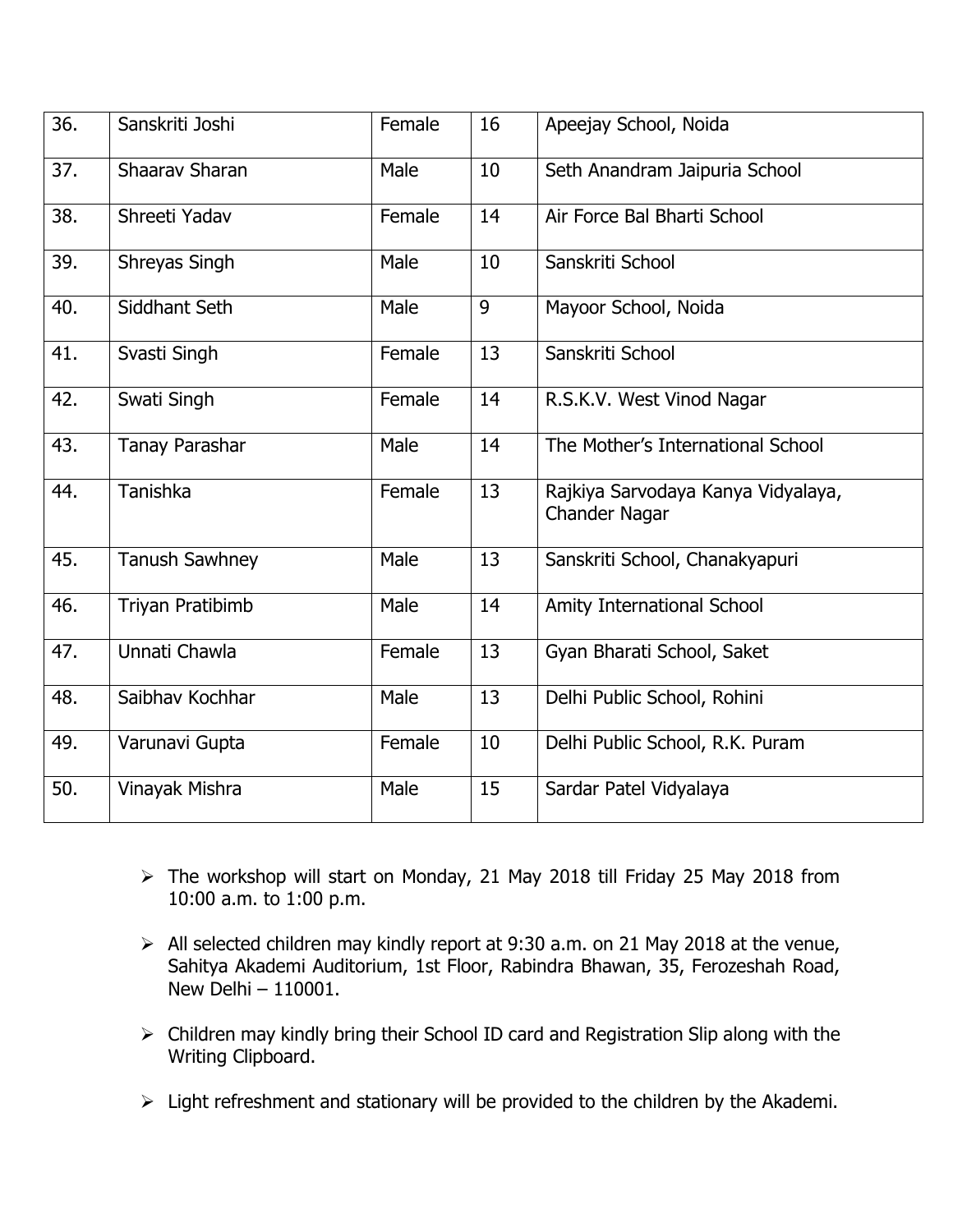| | | | | |
|---|---|---|---|---|
| 36. | Sanskriti Joshi | Female | 16 | Apeejay School, Noida |
| 37. | Shaarav Sharan | Male | 10 | Seth Anandram Jaipuria School |
| 38. | Shreeti Yadav | Female | 14 | Air Force Bal Bharti School |
| 39. | Shreyas Singh | Male | 10 | Sanskriti School |
| 40. | Siddhant Seth | Male | 9 | Mayoor School, Noida |
| 41. | Svasti Singh | Female | 13 | Sanskriti School |
| 42. | Swati Singh | Female | 14 | R.S.K.V. West Vinod Nagar |
| 43. | Tanay Parashar | Male | 14 | The Mother's International School |
| 44. | Tanishka | Female | 13 | Rajkiya Sarvodaya Kanya Vidyalaya, Chander Nagar |
| 45. | Tanush Sawhney | Male | 13 | Sanskriti School, Chanakyapuri |
| 46. | Triyan Pratibimb | Male | 14 | Amity International School |
| 47. | Unnati Chawla | Female | 13 | Gyan Bharati School, Saket |
| 48. | Saibhav Kochhar | Male | 13 | Delhi Public School, Rohini |
| 49. | Varunavi Gupta | Female | 10 | Delhi Public School, R.K. Puram |
| 50. | Vinayak Mishra | Male | 15 | Sardar Patel Vidyalaya |

- The workshop will start on Monday, 21 May 2018 till Friday 25 May 2018 from 10:00 a.m. to 1:00 p.m.
- All selected children may kindly report at 9:30 a.m. on 21 May 2018 at the venue, Sahitya Akademi Auditorium, 1st Floor, Rabindra Bhawan, 35, Ferozeshah Road, New Delhi – 110001.
- Children may kindly bring their School ID card and Registration Slip along with the Writing Clipboard.
- Light refreshment and stationary will be provided to the children by the Akademi.